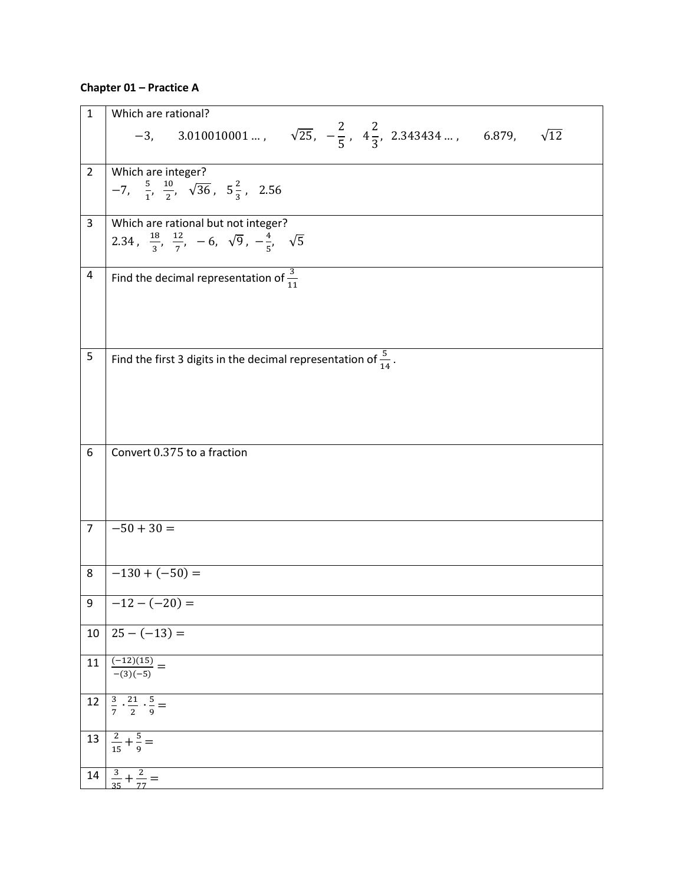**Chapter 01 – Practice A**

| | |
|---|---|
| 1 | Which are rational? <br> $-3, \quad 3.010010001\ldots, \quad \sqrt{25}, \quad -\frac{2}{5}, \quad 4\frac{2}{3}, \quad 2.343434\ldots, \quad 6.879, \quad \sqrt{12}$ |
| 2 | Which are integer? <br> $-7, \quad \frac{5}{1}, \quad \frac{10}{2}, \quad \sqrt{36}, \quad 5\frac{2}{3}, \quad 2.56$ |
| 3 | Which are rational but not integer? <br> $2.34, \quad \frac{18}{3}, \quad \frac{12}{7}, \quad -6, \quad \sqrt{9}, \quad -\frac{4}{5}, \quad \sqrt{5}$ |
| 4 | Find the decimal representation of $\frac{3}{11}$ |
| 5 | Find the first 3 digits in the decimal representation of $\frac{5}{14}$. |
| 6 | Convert 0.375 to a fraction |
| 7 | $-50 + 30 =$ |
| 8 | $-130 + (-50) =$ |
| 9 | $-12 - (-20) =$ |
| 10 | $25 - (-13) =$ |
| 11 | $\frac{(-12)(15)}{-(3)(-5)} =$ |
| 12 | $\frac{3}{7} \cdot \frac{21}{2} \cdot \frac{5}{9} =$ |
| 13 | $\frac{2}{15} + \frac{5}{9} =$ |
| 14 | $\frac{3}{35} + \frac{2}{77} =$ |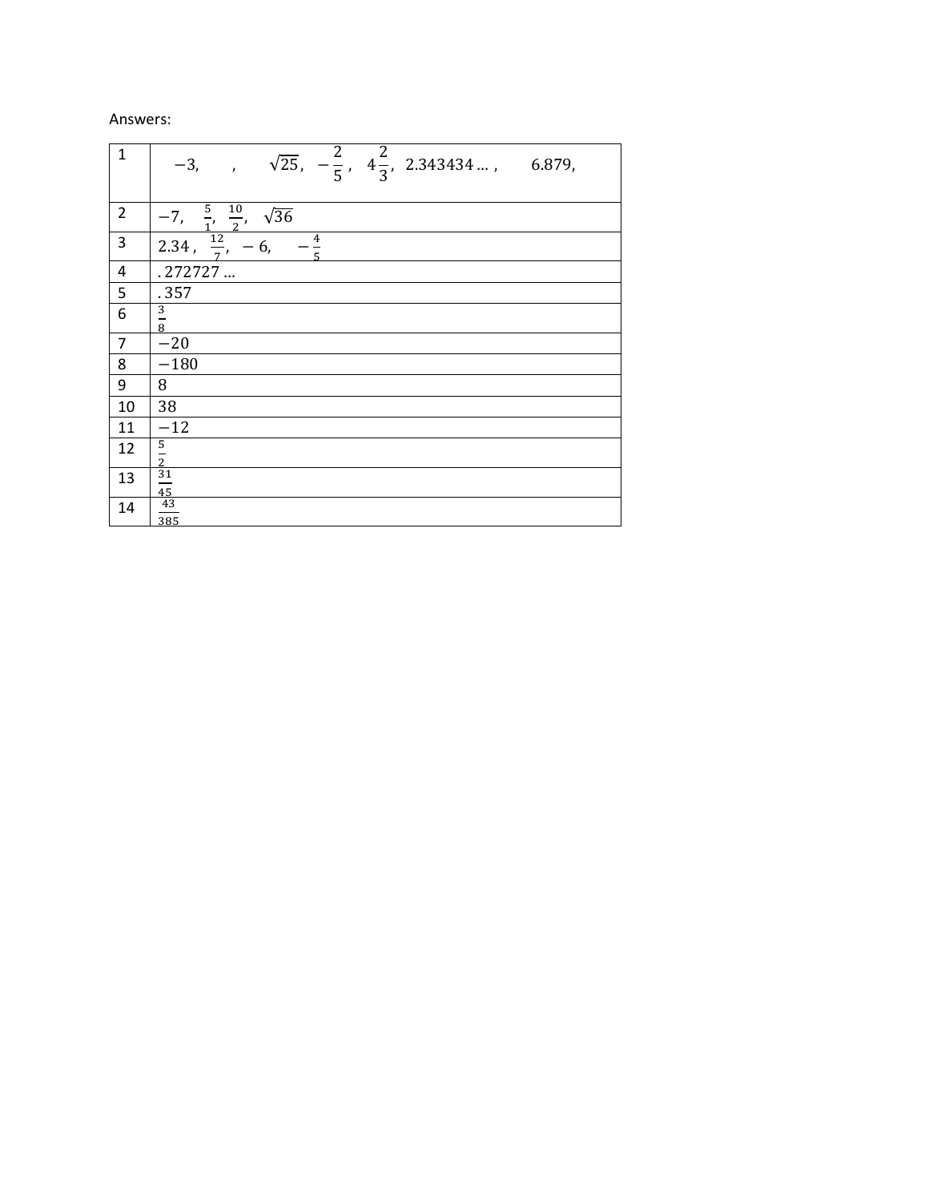Answers:

| | |
|---|---|
| 1 | $-3,\quad ,\quad \sqrt{25},\ -\frac{2}{5},\ \ 4\frac{2}{3},\ 2.343434\ldots,\quad 6.879,$ |
| 2 | $-7,\ \ \frac{5}{1},\ \frac{10}{2},\ \sqrt{36}$ |
| 3 | $2.34,\ \frac{12}{7},\ -6,\quad -\frac{4}{5}$ |
| 4 | $.272727\ldots$ |
| 5 | $.357$ |
| 6 | $\frac{3}{8}$ |
| 7 | $-20$ |
| 8 | $-180$ |
| 9 | $8$ |
| 10 | $38$ |
| 11 | $-12$ |
| 12 | $\frac{5}{2}$ |
| 13 | $\frac{31}{45}$ |
| 14 | $\frac{43}{385}$ |